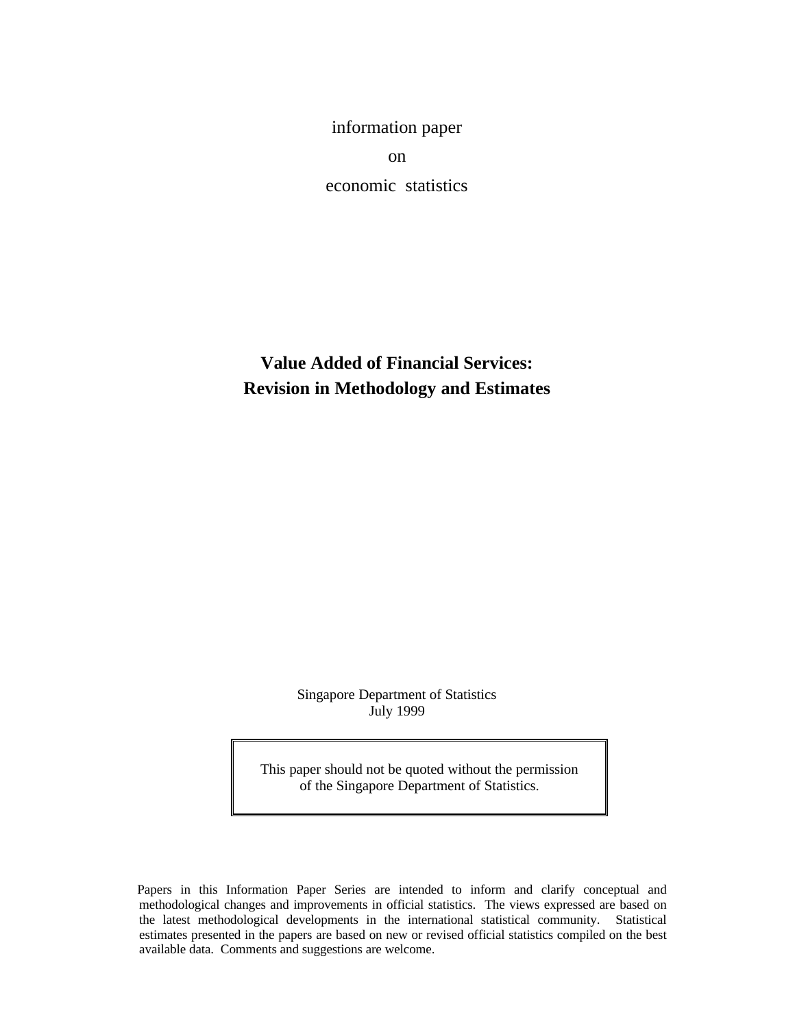information paper

on

economic statistics

# **Value Added of Financial Services: Revision in Methodology and Estimates**

Singapore Department of Statistics
July 1999

> This paper should not be quoted without the permission of the Singapore Department of Statistics.

Papers in this Information Paper Series are intended to inform and clarify conceptual and methodological changes and improvements in official statistics. The views expressed are based on the latest methodological developments in the international statistical community. Statistical estimates presented in the papers are based on new or revised official statistics compiled on the best available data. Comments and suggestions are welcome.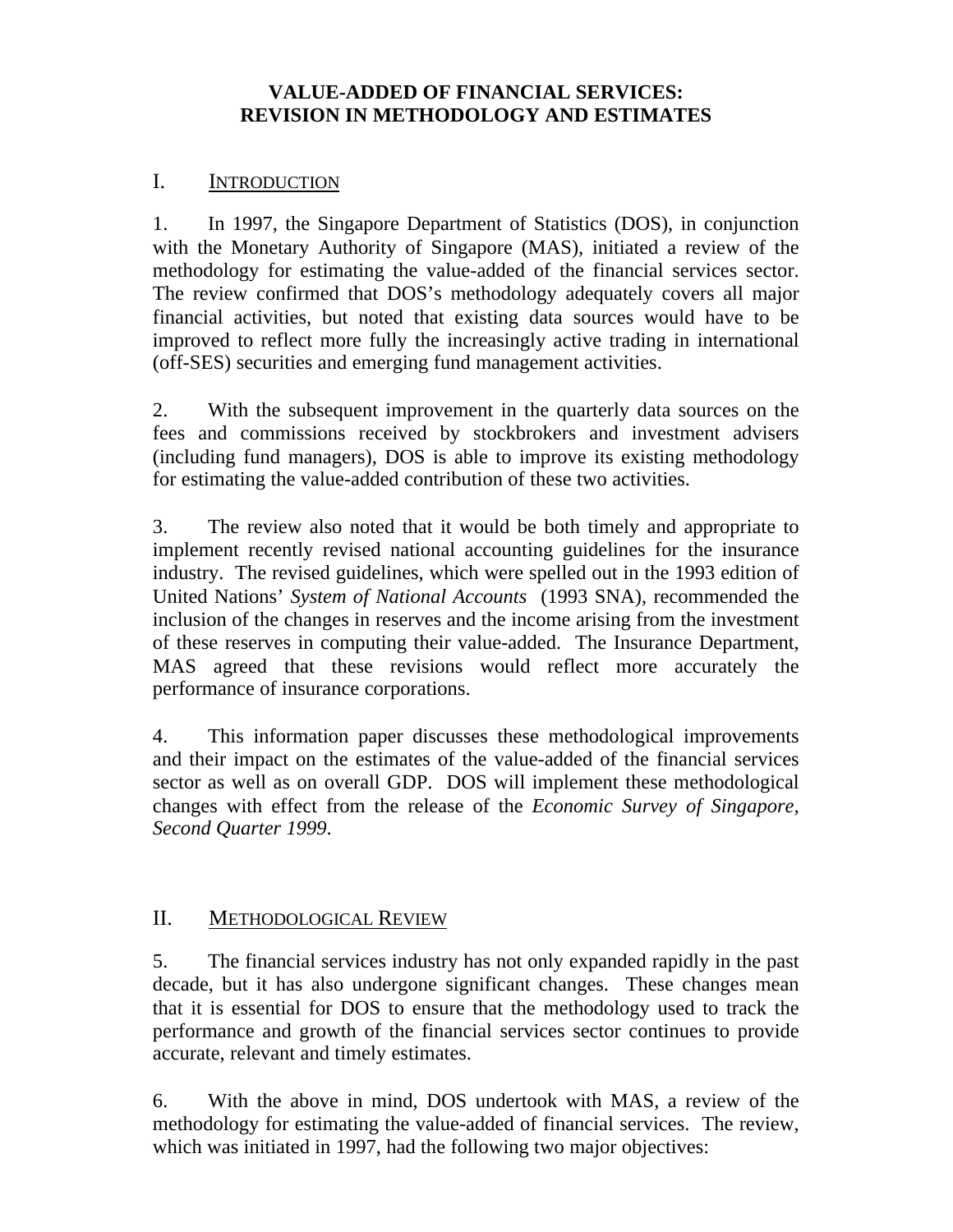# VALUE-ADDED OF FINANCIAL SERVICES: REVISION IN METHODOLOGY AND ESTIMATES

## I. INTRODUCTION

1. In 1997, the Singapore Department of Statistics (DOS), in conjunction with the Monetary Authority of Singapore (MAS), initiated a review of the methodology for estimating the value-added of the financial services sector. The review confirmed that DOS's methodology adequately covers all major financial activities, but noted that existing data sources would have to be improved to reflect more fully the increasingly active trading in international (off-SES) securities and emerging fund management activities.

2. With the subsequent improvement in the quarterly data sources on the fees and commissions received by stockbrokers and investment advisers (including fund managers), DOS is able to improve its existing methodology for estimating the value-added contribution of these two activities.

3. The review also noted that it would be both timely and appropriate to implement recently revised national accounting guidelines for the insurance industry. The revised guidelines, which were spelled out in the 1993 edition of United Nations' *System of National Accounts* (1993 SNA), recommended the inclusion of the changes in reserves and the income arising from the investment of these reserves in computing their value-added. The Insurance Department, MAS agreed that these revisions would reflect more accurately the performance of insurance corporations.

4. This information paper discusses these methodological improvements and their impact on the estimates of the value-added of the financial services sector as well as on overall GDP. DOS will implement these methodological changes with effect from the release of the *Economic Survey of Singapore, Second Quarter 1999*.

## II. METHODOLOGICAL REVIEW

5. The financial services industry has not only expanded rapidly in the past decade, but it has also undergone significant changes. These changes mean that it is essential for DOS to ensure that the methodology used to track the performance and growth of the financial services sector continues to provide accurate, relevant and timely estimates.

6. With the above in mind, DOS undertook with MAS, a review of the methodology for estimating the value-added of financial services. The review, which was initiated in 1997, had the following two major objectives: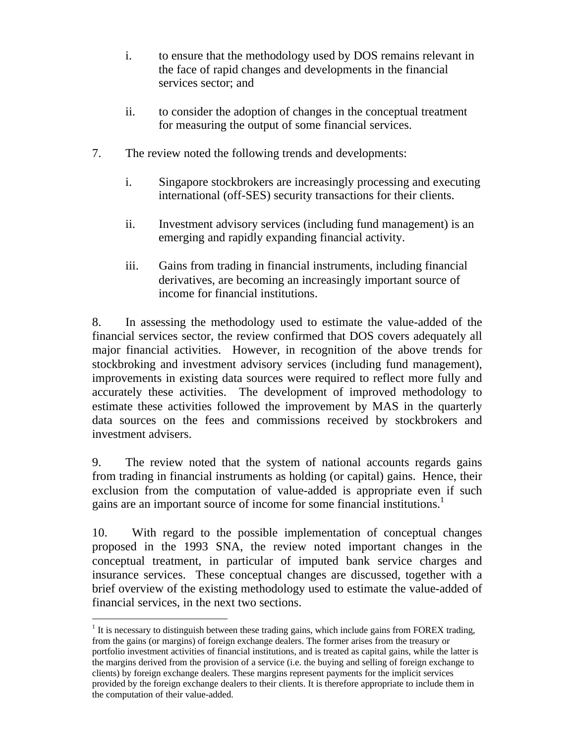i. to ensure that the methodology used by DOS remains relevant in the face of rapid changes and developments in the financial services sector; and

ii. to consider the adoption of changes in the conceptual treatment for measuring the output of some financial services.

7. The review noted the following trends and developments:

i. Singapore stockbrokers are increasingly processing and executing international (off-SES) security transactions for their clients.

ii. Investment advisory services (including fund management) is an emerging and rapidly expanding financial activity.

iii. Gains from trading in financial instruments, including financial derivatives, are becoming an increasingly important source of income for financial institutions.

8. In assessing the methodology used to estimate the value-added of the financial services sector, the review confirmed that DOS covers adequately all major financial activities. However, in recognition of the above trends for stockbroking and investment advisory services (including fund management), improvements in existing data sources were required to reflect more fully and accurately these activities. The development of improved methodology to estimate these activities followed the improvement by MAS in the quarterly data sources on the fees and commissions received by stockbrokers and investment advisers.

9. The review noted that the system of national accounts regards gains from trading in financial instruments as holding (or capital) gains. Hence, their exclusion from the computation of value-added is appropriate even if such gains are an important source of income for some financial institutions.[1]

10. With regard to the possible implementation of conceptual changes proposed in the 1993 SNA, the review noted important changes in the conceptual treatment, in particular of imputed bank service charges and insurance services. These conceptual changes are discussed, together with a brief overview of the existing methodology used to estimate the value-added of financial services, in the next two sections.

---

[1] It is necessary to distinguish between these trading gains, which include gains from FOREX trading, from the gains (or margins) of foreign exchange dealers. The former arises from the treasury or portfolio investment activities of financial institutions, and is treated as capital gains, while the latter is the margins derived from the provision of a service (i.e. the buying and selling of foreign exchange to clients) by foreign exchange dealers. These margins represent payments for the implicit services provided by the foreign exchange dealers to their clients. It is therefore appropriate to include them in the computation of their value-added.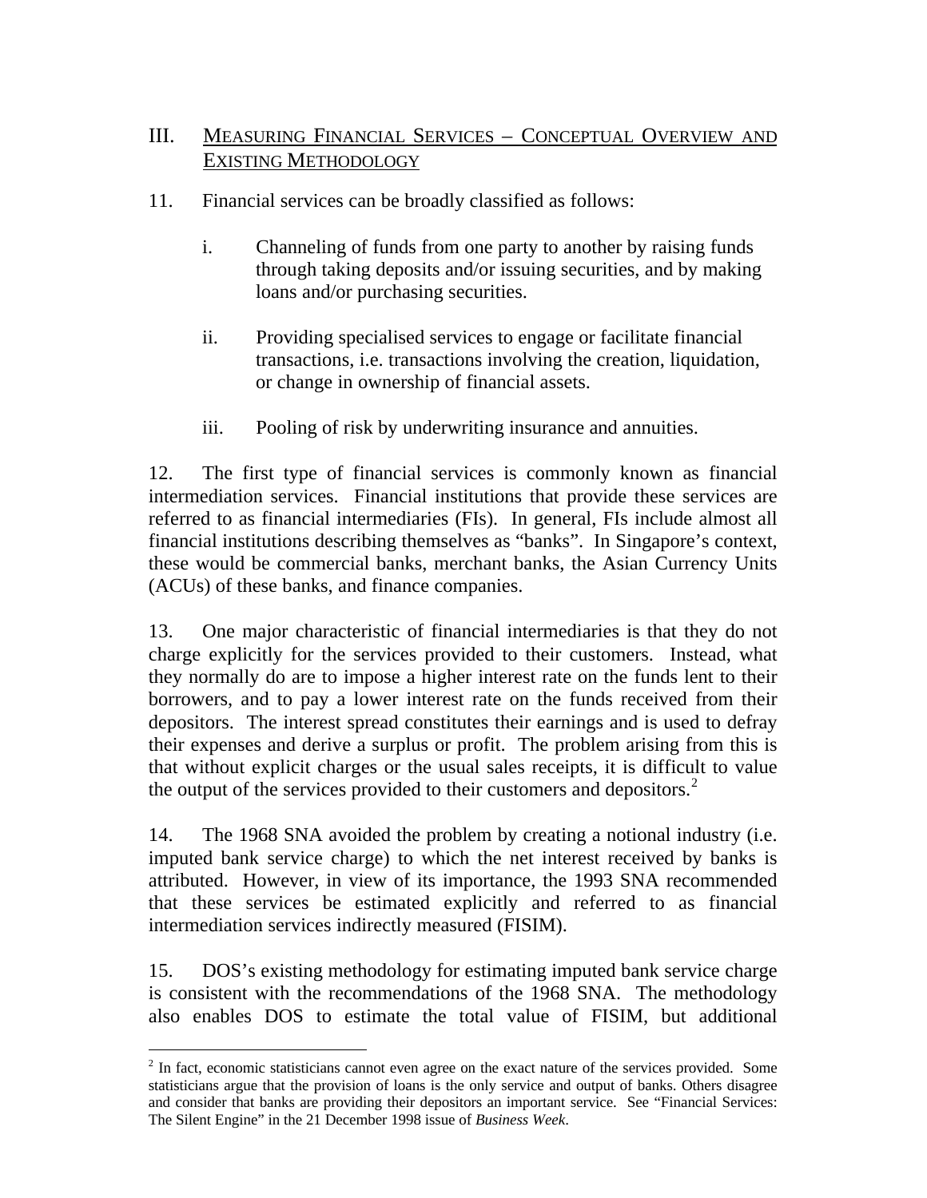## III. MEASURING FINANCIAL SERVICES – CONCEPTUAL OVERVIEW AND EXISTING METHODOLOGY

11. Financial services can be broadly classified as follows:

   i. Channeling of funds from one party to another by raising funds through taking deposits and/or issuing securities, and by making loans and/or purchasing securities.

   ii. Providing specialised services to engage or facilitate financial transactions, i.e. transactions involving the creation, liquidation, or change in ownership of financial assets.

   iii. Pooling of risk by underwriting insurance and annuities.

12. The first type of financial services is commonly known as financial intermediation services. Financial institutions that provide these services are referred to as financial intermediaries (FIs). In general, FIs include almost all financial institutions describing themselves as "banks". In Singapore's context, these would be commercial banks, merchant banks, the Asian Currency Units (ACUs) of these banks, and finance companies.

13. One major characteristic of financial intermediaries is that they do not charge explicitly for the services provided to their customers. Instead, what they normally do are to impose a higher interest rate on the funds lent to their borrowers, and to pay a lower interest rate on the funds received from their depositors. The interest spread constitutes their earnings and is used to defray their expenses and derive a surplus or profit. The problem arising from this is that without explicit charges or the usual sales receipts, it is difficult to value the output of the services provided to their customers and depositors.[2]

14. The 1968 SNA avoided the problem by creating a notional industry (i.e. imputed bank service charge) to which the net interest received by banks is attributed. However, in view of its importance, the 1993 SNA recommended that these services be estimated explicitly and referred to as financial intermediation services indirectly measured (FISIM).

15. DOS's existing methodology for estimating imputed bank service charge is consistent with the recommendations of the 1968 SNA. The methodology also enables DOS to estimate the total value of FISIM, but additional

[2] In fact, economic statisticians cannot even agree on the exact nature of the services provided. Some statisticians argue that the provision of loans is the only service and output of banks. Others disagree and consider that banks are providing their depositors an important service. See "Financial Services: The Silent Engine" in the 21 December 1998 issue of *Business Week*.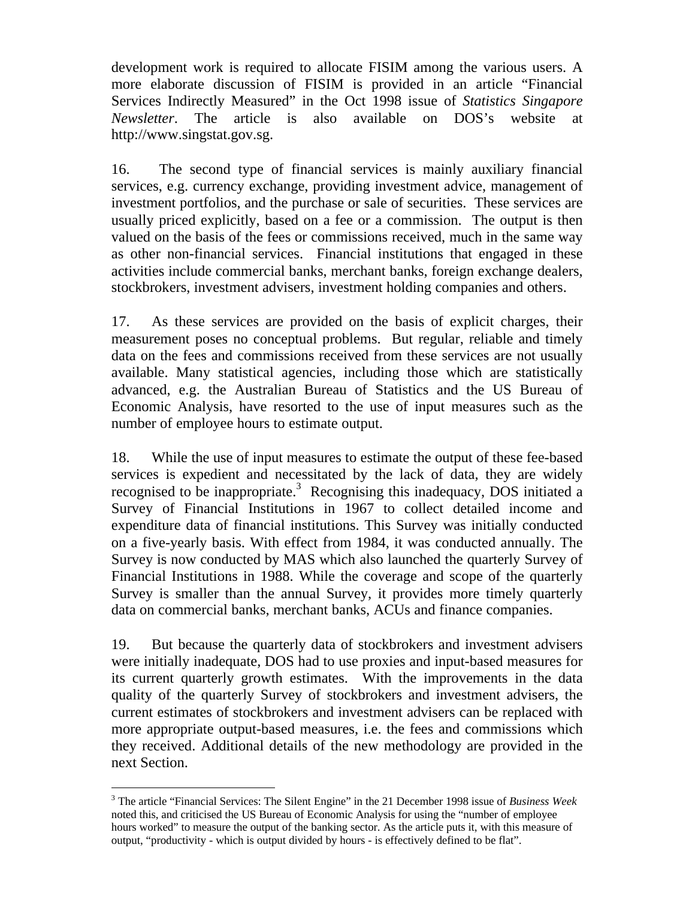development work is required to allocate FISIM among the various users. A more elaborate discussion of FISIM is provided in an article "Financial Services Indirectly Measured" in the Oct 1998 issue of *Statistics Singapore Newsletter*. The article is also available on DOS's website at http://www.singstat.gov.sg.

16. The second type of financial services is mainly auxiliary financial services, e.g. currency exchange, providing investment advice, management of investment portfolios, and the purchase or sale of securities. These services are usually priced explicitly, based on a fee or a commission. The output is then valued on the basis of the fees or commissions received, much in the same way as other non-financial services. Financial institutions that engaged in these activities include commercial banks, merchant banks, foreign exchange dealers, stockbrokers, investment advisers, investment holding companies and others.

17. As these services are provided on the basis of explicit charges, their measurement poses no conceptual problems. But regular, reliable and timely data on the fees and commissions received from these services are not usually available. Many statistical agencies, including those which are statistically advanced, e.g. the Australian Bureau of Statistics and the US Bureau of Economic Analysis, have resorted to the use of input measures such as the number of employee hours to estimate output.

18. While the use of input measures to estimate the output of these fee-based services is expedient and necessitated by the lack of data, they are widely recognised to be inappropriate.[3] Recognising this inadequacy, DOS initiated a Survey of Financial Institutions in 1967 to collect detailed income and expenditure data of financial institutions. This Survey was initially conducted on a five-yearly basis. With effect from 1984, it was conducted annually. The Survey is now conducted by MAS which also launched the quarterly Survey of Financial Institutions in 1988. While the coverage and scope of the quarterly Survey is smaller than the annual Survey, it provides more timely quarterly data on commercial banks, merchant banks, ACUs and finance companies.

19. But because the quarterly data of stockbrokers and investment advisers were initially inadequate, DOS had to use proxies and input-based measures for its current quarterly growth estimates. With the improvements in the data quality of the quarterly Survey of stockbrokers and investment advisers, the current estimates of stockbrokers and investment advisers can be replaced with more appropriate output-based measures, i.e. the fees and commissions which they received. Additional details of the new methodology are provided in the next Section.

---

[3] The article "Financial Services: The Silent Engine" in the 21 December 1998 issue of *Business Week* noted this, and criticised the US Bureau of Economic Analysis for using the "number of employee hours worked" to measure the output of the banking sector. As the article puts it, with this measure of output, "productivity - which is output divided by hours - is effectively defined to be flat".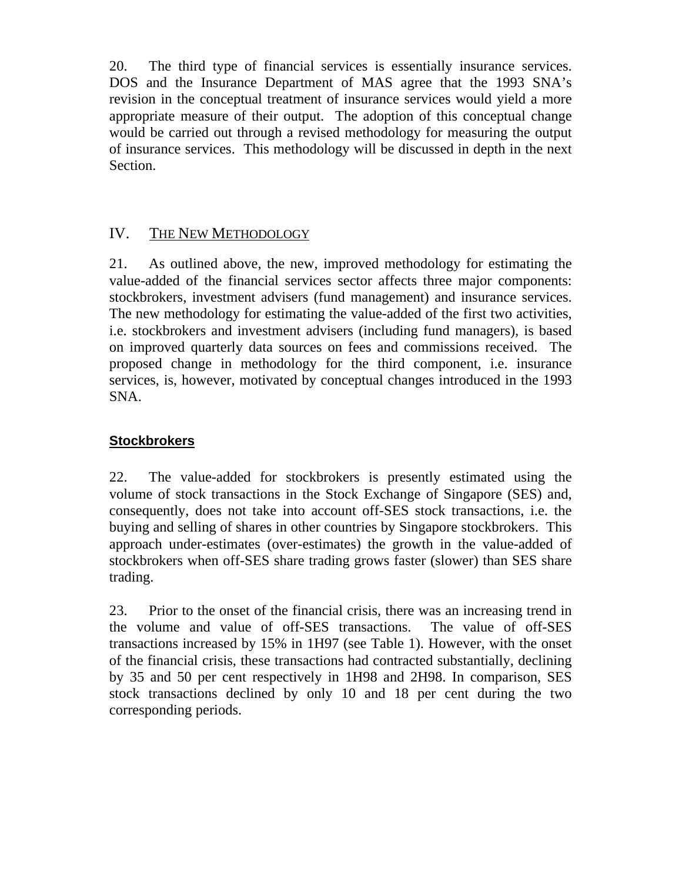20. The third type of financial services is essentially insurance services. DOS and the Insurance Department of MAS agree that the 1993 SNA's revision in the conceptual treatment of insurance services would yield a more appropriate measure of their output. The adoption of this conceptual change would be carried out through a revised methodology for measuring the output of insurance services. This methodology will be discussed in depth in the next Section.

## IV. THE NEW METHODOLOGY

21. As outlined above, the new, improved methodology for estimating the value-added of the financial services sector affects three major components: stockbrokers, investment advisers (fund management) and insurance services. The new methodology for estimating the value-added of the first two activities, i.e. stockbrokers and investment advisers (including fund managers), is based on improved quarterly data sources on fees and commissions received. The proposed change in methodology for the third component, i.e. insurance services, is, however, motivated by conceptual changes introduced in the 1993 SNA.

### Stockbrokers

22. The value-added for stockbrokers is presently estimated using the volume of stock transactions in the Stock Exchange of Singapore (SES) and, consequently, does not take into account off-SES stock transactions, i.e. the buying and selling of shares in other countries by Singapore stockbrokers. This approach under-estimates (over-estimates) the growth in the value-added of stockbrokers when off-SES share trading grows faster (slower) than SES share trading.

23. Prior to the onset of the financial crisis, there was an increasing trend in the volume and value of off-SES transactions. The value of off-SES transactions increased by 15% in 1H97 (see Table 1). However, with the onset of the financial crisis, these transactions had contracted substantially, declining by 35 and 50 per cent respectively in 1H98 and 2H98. In comparison, SES stock transactions declined by only 10 and 18 per cent during the two corresponding periods.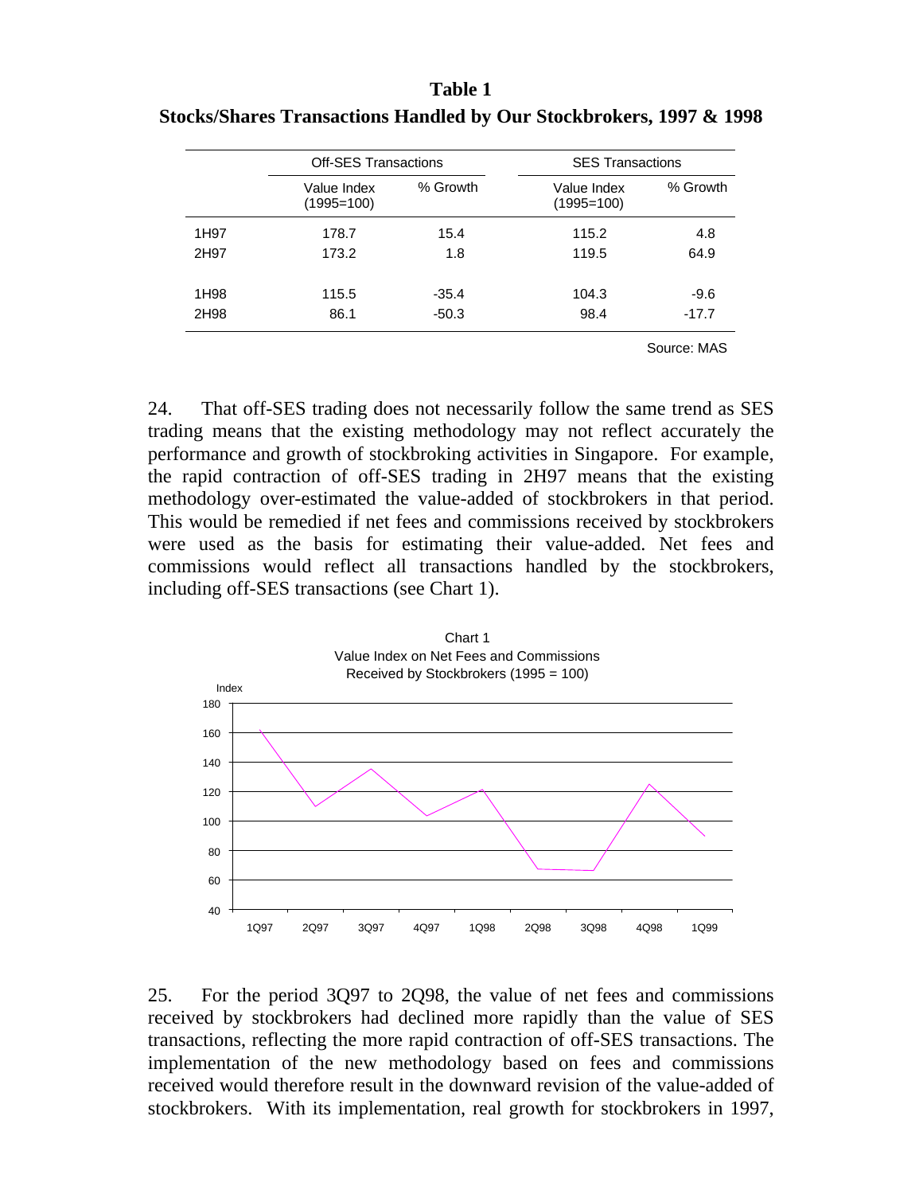**Table 1**
**Stocks/Shares Transactions Handled by Our Stockbrokers, 1997 & 1998**

| | Off-SES Transactions | | SES Transactions | |
|---|---|---|---|---|
| | Value Index (1995=100) | % Growth | Value Index (1995=100) | % Growth |
| 1H97 | 178.7 | 15.4 | 115.2 | 4.8 |
| 2H97 | 173.2 | 1.8 | 119.5 | 64.9 |
| 1H98 | 115.5 | -35.4 | 104.3 | -9.6 |
| 2H98 | 86.1 | -50.3 | 98.4 | -17.7 |

Source: MAS

24. That off-SES trading does not necessarily follow the same trend as SES trading means that the existing methodology may not reflect accurately the performance and growth of stockbroking activities in Singapore. For example, the rapid contraction of off-SES trading in 2H97 means that the existing methodology over-estimated the value-added of stockbrokers in that period. This would be remedied if net fees and commissions received by stockbrokers were used as the basis for estimating their value-added. Net fees and commissions would reflect all transactions handled by the stockbrokers, including off-SES transactions (see Chart 1).

Chart 1
Value Index on Net Fees and Commissions
Received by Stockbrokers (1995 = 100)

25. For the period 3Q97 to 2Q98, the value of net fees and commissions received by stockbrokers had declined more rapidly than the value of SES transactions, reflecting the more rapid contraction of off-SES transactions. The implementation of the new methodology based on fees and commissions received would therefore result in the downward revision of the value-added of stockbrokers. With its implementation, real growth for stockbrokers in 1997,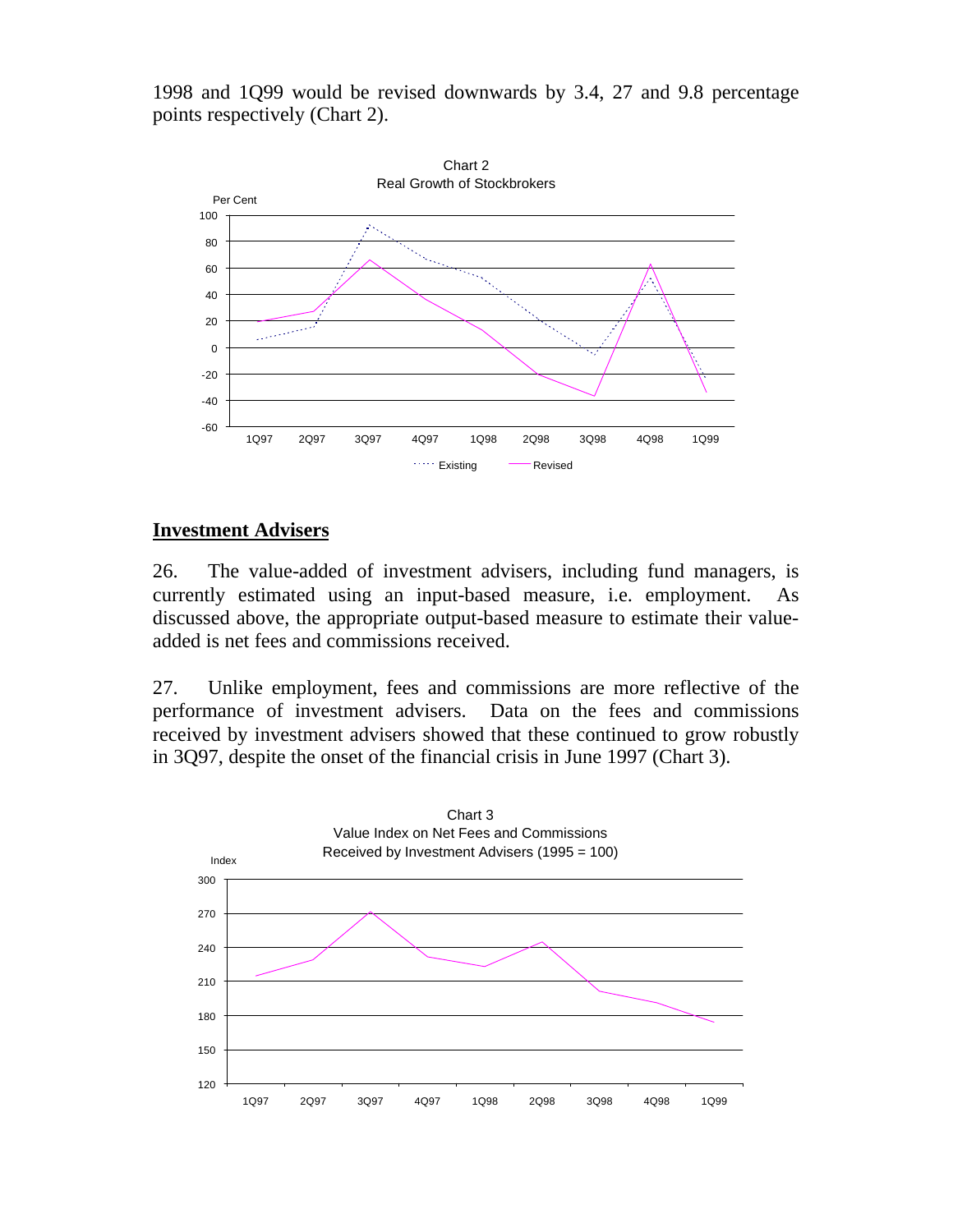1998 and 1Q99 would be revised downwards by 3.4, 27 and 9.8 percentage points respectively (Chart 2).

Chart 2
Real Growth of Stockbrokers

## Investment Advisers

26. The value-added of investment advisers, including fund managers, is currently estimated using an input-based measure, i.e. employment. As discussed above, the appropriate output-based measure to estimate their value-added is net fees and commissions received.

27. Unlike employment, fees and commissions are more reflective of the performance of investment advisers. Data on the fees and commissions received by investment advisers showed that these continued to grow robustly in 3Q97, despite the onset of the financial crisis in June 1997 (Chart 3).

Chart 3
Value Index on Net Fees and Commissions Received by Investment Advisers (1995 = 100)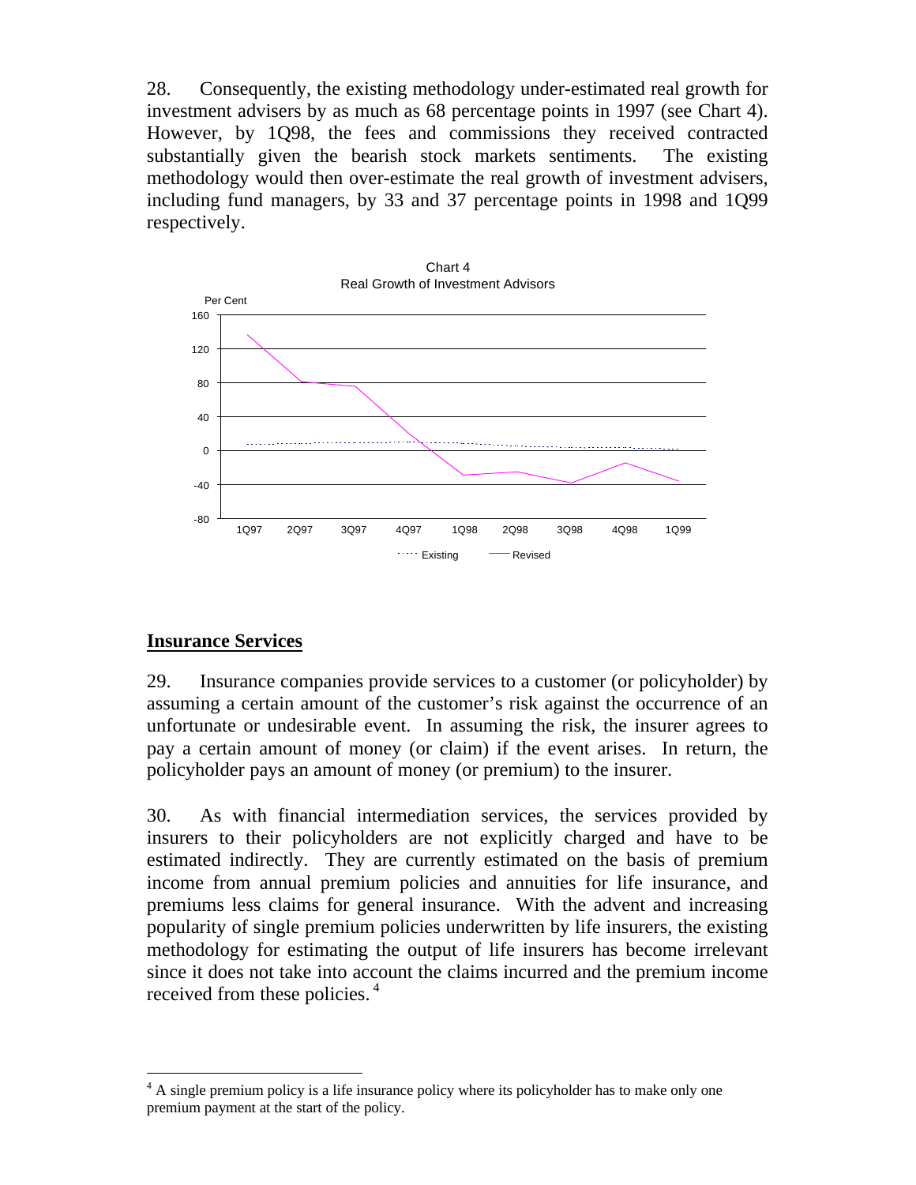28. Consequently, the existing methodology under-estimated real growth for investment advisers by as much as 68 percentage points in 1997 (see Chart 4). However, by 1Q98, the fees and commissions they received contracted substantially given the bearish stock markets sentiments. The existing methodology would then over-estimate the real growth of investment advisers, including fund managers, by 33 and 37 percentage points in 1998 and 1Q99 respectively.

Chart 4
Real Growth of Investment Advisors

## Insurance Services

29. Insurance companies provide services to a customer (or policyholder) by assuming a certain amount of the customer's risk against the occurrence of an unfortunate or undesirable event. In assuming the risk, the insurer agrees to pay a certain amount of money (or claim) if the event arises. In return, the policyholder pays an amount of money (or premium) to the insurer.

30. As with financial intermediation services, the services provided by insurers to their policyholders are not explicitly charged and have to be estimated indirectly. They are currently estimated on the basis of premium income from annual premium policies and annuities for life insurance, and premiums less claims for general insurance. With the advent and increasing popularity of single premium policies underwritten by life insurers, the existing methodology for estimating the output of life insurers has become irrelevant since it does not take into account the claims incurred and the premium income received from these policies. [4]

---

[4] A single premium policy is a life insurance policy where its policyholder has to make only one premium payment at the start of the policy.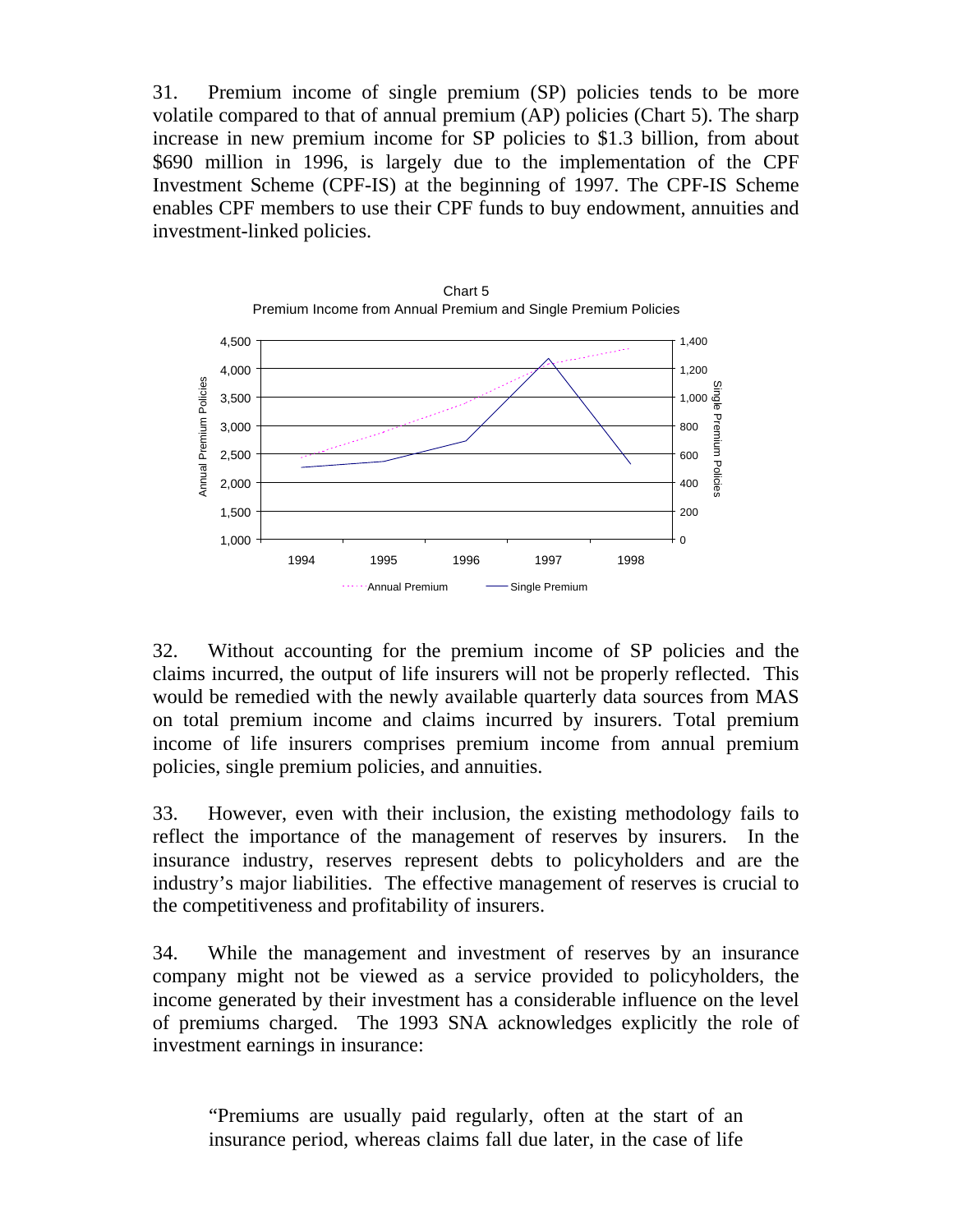31. Premium income of single premium (SP) policies tends to be more volatile compared to that of annual premium (AP) policies (Chart 5). The sharp increase in new premium income for SP policies to $1.3 billion, from about $690 million in 1996, is largely due to the implementation of the CPF Investment Scheme (CPF-IS) at the beginning of 1997. The CPF-IS Scheme enables CPF members to use their CPF funds to buy endowment, annuities and investment-linked policies.

Chart 5
Premium Income from Annual Premium and Single Premium Policies

32. Without accounting for the premium income of SP policies and the claims incurred, the output of life insurers will not be properly reflected. This would be remedied with the newly available quarterly data sources from MAS on total premium income and claims incurred by insurers. Total premium income of life insurers comprises premium income from annual premium policies, single premium policies, and annuities.

33. However, even with their inclusion, the existing methodology fails to reflect the importance of the management of reserves by insurers. In the insurance industry, reserves represent debts to policyholders and are the industry's major liabilities. The effective management of reserves is crucial to the competitiveness and profitability of insurers.

34. While the management and investment of reserves by an insurance company might not be viewed as a service provided to policyholders, the income generated by their investment has a considerable influence on the level of premiums charged. The 1993 SNA acknowledges explicitly the role of investment earnings in insurance:

> "Premiums are usually paid regularly, often at the start of an insurance period, whereas claims fall due later, in the case of life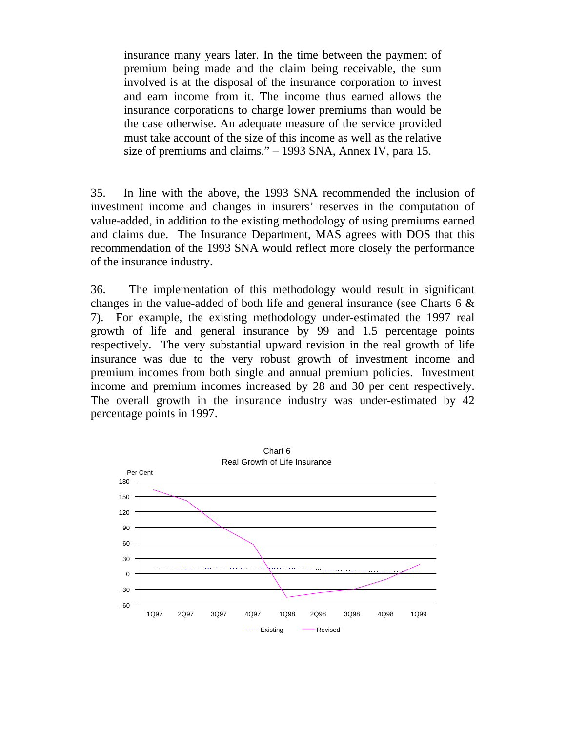insurance many years later. In the time between the payment of premium being made and the claim being receivable, the sum involved is at the disposal of the insurance corporation to invest and earn income from it. The income thus earned allows the insurance corporations to charge lower premiums than would be the case otherwise. An adequate measure of the service provided must take account of the size of this income as well as the relative size of premiums and claims." – 1993 SNA, Annex IV, para 15.

35. In line with the above, the 1993 SNA recommended the inclusion of investment income and changes in insurers' reserves in the computation of value-added, in addition to the existing methodology of using premiums earned and claims due. The Insurance Department, MAS agrees with DOS that this recommendation of the 1993 SNA would reflect more closely the performance of the insurance industry.

36. The implementation of this methodology would result in significant changes in the value-added of both life and general insurance (see Charts 6 & 7). For example, the existing methodology under-estimated the 1997 real growth of life and general insurance by 99 and 1.5 percentage points respectively. The very substantial upward revision in the real growth of life insurance was due to the very robust growth of investment income and premium incomes from both single and annual premium policies. Investment income and premium incomes increased by 28 and 30 per cent respectively. The overall growth in the insurance industry was under-estimated by 42 percentage points in 1997.

Chart 6
Real Growth of Life Insurance

Per Cent

180
150
120
90
60
30
0
-30
-60

1Q97 2Q97 3Q97 4Q97 1Q98 2Q98 3Q98 4Q98 1Q99

Existing Revised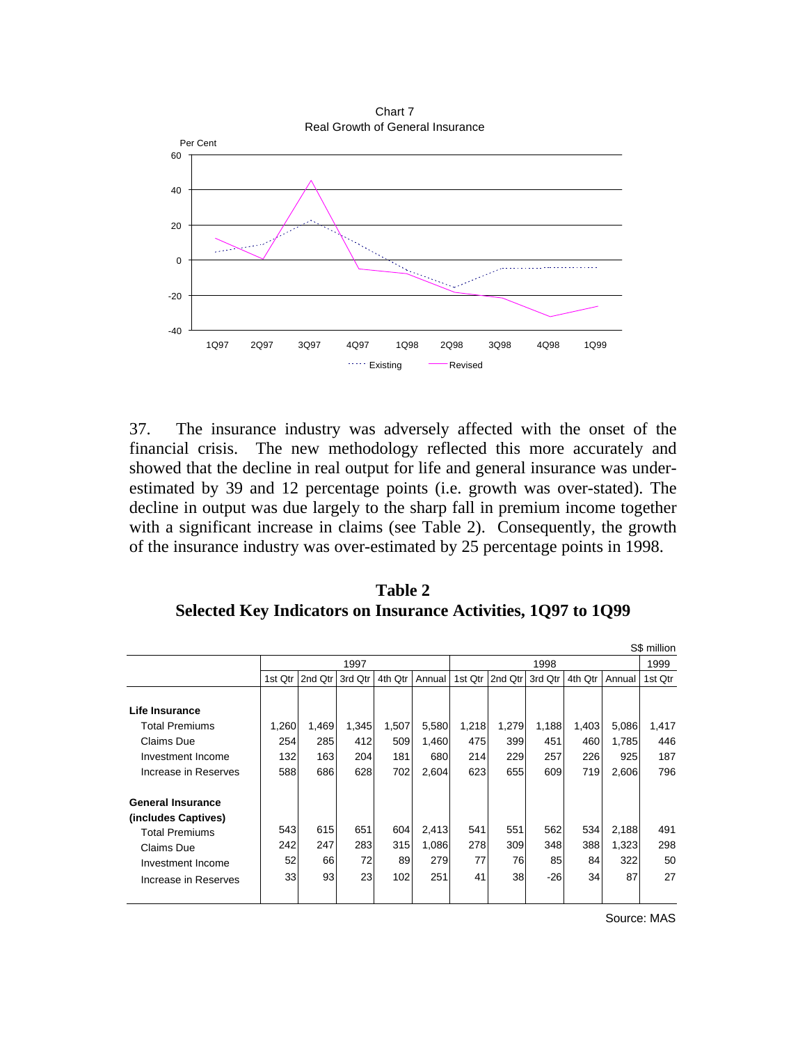Chart 7
Real Growth of General Insurance

37. The insurance industry was adversely affected with the onset of the financial crisis. The new methodology reflected this more accurately and showed that the decline in real output for life and general insurance was under-estimated by 39 and 12 percentage points (i.e. growth was over-stated). The decline in output was due largely to the sharp fall in premium income together with a significant increase in claims (see Table 2). Consequently, the growth of the insurance industry was over-estimated by 25 percentage points in 1998.

**Table 2**
**Selected Key Indicators on Insurance Activities, 1Q97 to 1Q99**

S$ million

| | 1997 | | | | | 1998 | | | | | 1999 |
|---|---|---|---|---|---|---|---|---|---|---|---|
| | 1st Qtr | 2nd Qtr | 3rd Qtr | 4th Qtr | Annual | 1st Qtr | 2nd Qtr | 3rd Qtr | 4th Qtr | Annual | 1st Qtr |
| **Life Insurance** | | | | | | | | | | | |
| Total Premiums | 1,260 | 1,469 | 1,345 | 1,507 | 5,580 | 1,218 | 1,279 | 1,188 | 1,403 | 5,086 | 1,417 |
| Claims Due | 254 | 285 | 412 | 509 | 1,460 | 475 | 399 | 451 | 460 | 1,785 | 446 |
| Investment Income | 132 | 163 | 204 | 181 | 680 | 214 | 229 | 257 | 226 | 925 | 187 |
| Increase in Reserves | 588 | 686 | 628 | 702 | 2,604 | 623 | 655 | 609 | 719 | 2,606 | 796 |
| **General Insurance (includes Captives)** | | | | | | | | | | | |
| Total Premiums | 543 | 615 | 651 | 604 | 2,413 | 541 | 551 | 562 | 534 | 2,188 | 491 |
| Claims Due | 242 | 247 | 283 | 315 | 1,086 | 278 | 309 | 348 | 388 | 1,323 | 298 |
| Investment Income | 52 | 66 | 72 | 89 | 279 | 77 | 76 | 85 | 84 | 322 | 50 |
| Increase in Reserves | 33 | 93 | 23 | 102 | 251 | 41 | 38 | -26 | 34 | 87 | 27 |

Source: MAS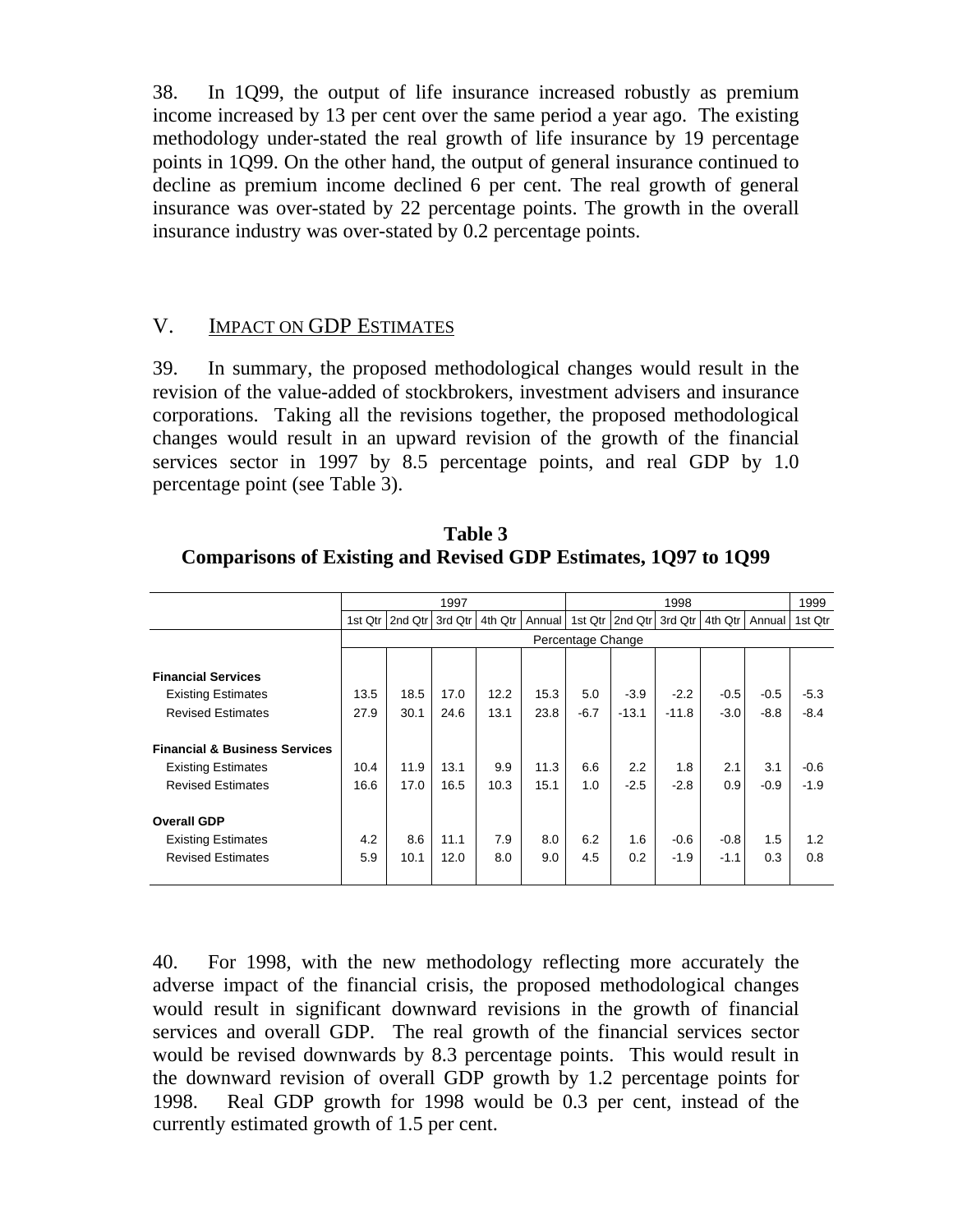38. In 1Q99, the output of life insurance increased robustly as premium income increased by 13 per cent over the same period a year ago. The existing methodology under-stated the real growth of life insurance by 19 percentage points in 1Q99. On the other hand, the output of general insurance continued to decline as premium income declined 6 per cent. The real growth of general insurance was over-stated by 22 percentage points. The growth in the overall insurance industry was over-stated by 0.2 percentage points.

## V. IMPACT ON GDP ESTIMATES

39. In summary, the proposed methodological changes would result in the revision of the value-added of stockbrokers, investment advisers and insurance corporations. Taking all the revisions together, the proposed methodological changes would result in an upward revision of the growth of the financial services sector in 1997 by 8.5 percentage points, and real GDP by 1.0 percentage point (see Table 3).

**Table 3**
**Comparisons of Existing and Revised GDP Estimates, 1Q97 to 1Q99**

| | 1997 | | | | | 1998 | | | | | 1999 |
|---|---|---|---|---|---|---|---|---|---|---|---|
| | 1st Qtr | 2nd Qtr | 3rd Qtr | 4th Qtr | Annual | 1st Qtr | 2nd Qtr | 3rd Qtr | 4th Qtr | Annual | 1st Qtr |
| | Percentage Change | | | | | | | | | | |
| **Financial Services** | | | | | | | | | | | |
| Existing Estimates | 13.5 | 18.5 | 17.0 | 12.2 | 15.3 | 5.0 | -3.9 | -2.2 | -0.5 | -0.5 | -5.3 |
| Revised Estimates | 27.9 | 30.1 | 24.6 | 13.1 | 23.8 | -6.7 | -13.1 | -11.8 | -3.0 | -8.8 | -8.4 |
| **Financial & Business Services** | | | | | | | | | | | |
| Existing Estimates | 10.4 | 11.9 | 13.1 | 9.9 | 11.3 | 6.6 | 2.2 | 1.8 | 2.1 | 3.1 | -0.6 |
| Revised Estimates | 16.6 | 17.0 | 16.5 | 10.3 | 15.1 | 1.0 | -2.5 | -2.8 | 0.9 | -0.9 | -1.9 |
| **Overall GDP** | | | | | | | | | | | |
| Existing Estimates | 4.2 | 8.6 | 11.1 | 7.9 | 8.0 | 6.2 | 1.6 | -0.6 | -0.8 | 1.5 | 1.2 |
| Revised Estimates | 5.9 | 10.1 | 12.0 | 8.0 | 9.0 | 4.5 | 0.2 | -1.9 | -1.1 | 0.3 | 0.8 |

40. For 1998, with the new methodology reflecting more accurately the adverse impact of the financial crisis, the proposed methodological changes would result in significant downward revisions in the growth of financial services and overall GDP. The real growth of the financial services sector would be revised downwards by 8.3 percentage points. This would result in the downward revision of overall GDP growth by 1.2 percentage points for 1998. Real GDP growth for 1998 would be 0.3 per cent, instead of the currently estimated growth of 1.5 per cent.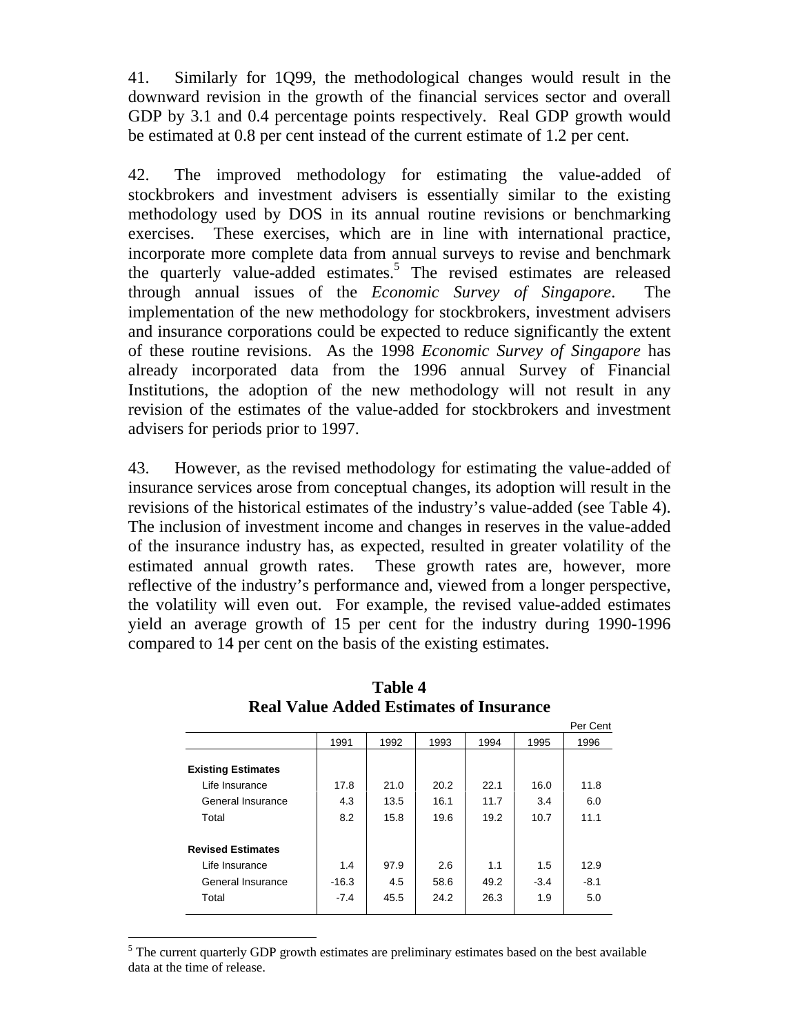41. Similarly for 1Q99, the methodological changes would result in the downward revision in the growth of the financial services sector and overall GDP by 3.1 and 0.4 percentage points respectively. Real GDP growth would be estimated at 0.8 per cent instead of the current estimate of 1.2 per cent.

42. The improved methodology for estimating the value-added of stockbrokers and investment advisers is essentially similar to the existing methodology used by DOS in its annual routine revisions or benchmarking exercises. These exercises, which are in line with international practice, incorporate more complete data from annual surveys to revise and benchmark the quarterly value-added estimates.[5] The revised estimates are released through annual issues of the *Economic Survey of Singapore*. The implementation of the new methodology for stockbrokers, investment advisers and insurance corporations could be expected to reduce significantly the extent of these routine revisions. As the 1998 *Economic Survey of Singapore* has already incorporated data from the 1996 annual Survey of Financial Institutions, the adoption of the new methodology will not result in any revision of the estimates of the value-added for stockbrokers and investment advisers for periods prior to 1997.

43. However, as the revised methodology for estimating the value-added of insurance services arose from conceptual changes, its adoption will result in the revisions of the historical estimates of the industry's value-added (see Table 4). The inclusion of investment income and changes in reserves in the value-added of the insurance industry has, as expected, resulted in greater volatility of the estimated annual growth rates. These growth rates are, however, more reflective of the industry's performance and, viewed from a longer perspective, the volatility will even out. For example, the revised value-added estimates yield an average growth of 15 per cent for the industry during 1990-1996 compared to 14 per cent on the basis of the existing estimates.

**Table 4**
**Real Value Added Estimates of Insurance**

Per Cent

| | 1991 | 1992 | 1993 | 1994 | 1995 | 1996 |
|---|---|---|---|---|---|---|
| **Existing Estimates** | | | | | | |
| Life Insurance | 17.8 | 21.0 | 20.2 | 22.1 | 16.0 | 11.8 |
| General Insurance | 4.3 | 13.5 | 16.1 | 11.7 | 3.4 | 6.0 |
| Total | 8.2 | 15.8 | 19.6 | 19.2 | 10.7 | 11.1 |
| **Revised Estimates** | | | | | | |
| Life Insurance | 1.4 | 97.9 | 2.6 | 1.1 | 1.5 | 12.9 |
| General Insurance | -16.3 | 4.5 | 58.6 | 49.2 | -3.4 | -8.1 |
| Total | -7.4 | 45.5 | 24.2 | 26.3 | 1.9 | 5.0 |

[5] The current quarterly GDP growth estimates are preliminary estimates based on the best available data at the time of release.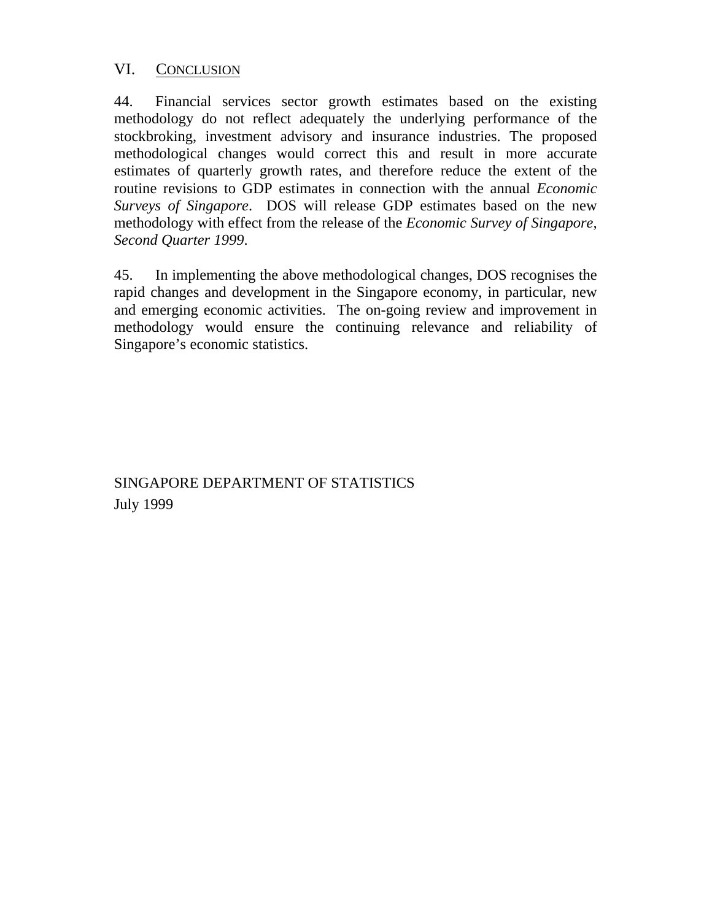## VI. CONCLUSION

44. Financial services sector growth estimates based on the existing methodology do not reflect adequately the underlying performance of the stockbroking, investment advisory and insurance industries. The proposed methodological changes would correct this and result in more accurate estimates of quarterly growth rates, and therefore reduce the extent of the routine revisions to GDP estimates in connection with the annual *Economic Surveys of Singapore*. DOS will release GDP estimates based on the new methodology with effect from the release of the *Economic Survey of Singapore, Second Quarter 1999*.

45. In implementing the above methodological changes, DOS recognises the rapid changes and development in the Singapore economy, in particular, new and emerging economic activities. The on-going review and improvement in methodology would ensure the continuing relevance and reliability of Singapore's economic statistics.

SINGAPORE DEPARTMENT OF STATISTICS
July 1999